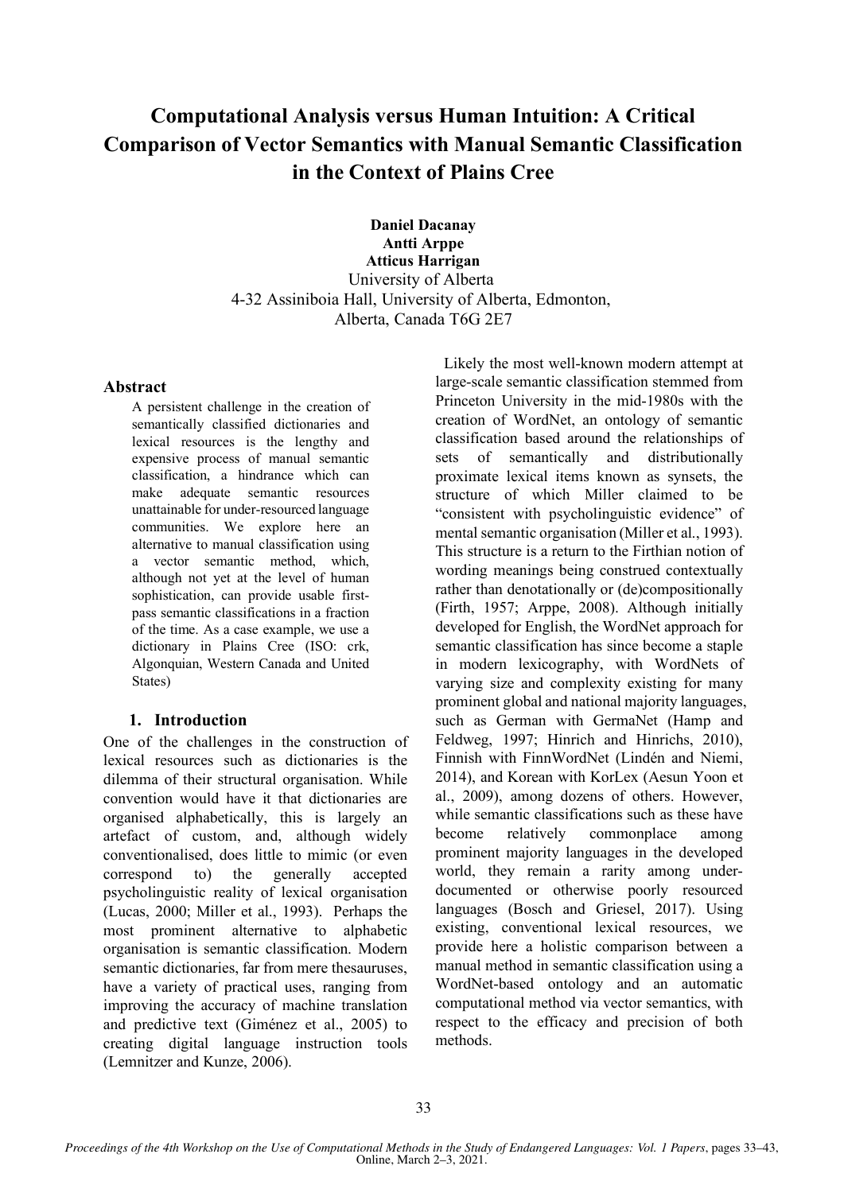# Computational Analysis versus Human Intuition: A Critical Comparison of Vector Semantics with Manual Semantic Classification in the Context of Plains Cree

**Daniel Dacanay**
**Antti Arppe**
**Atticus Harrigan**
University of Alberta
4-32 Assiniboia Hall, University of Alberta, Edmonton, Alberta, Canada T6G 2E7

## Abstract

A persistent challenge in the creation of semantically classified dictionaries and lexical resources is the lengthy and expensive process of manual semantic classification, a hindrance which can make adequate semantic resources unattainable for under-resourced language communities. We explore here an alternative to manual classification using a vector semantic method, which, although not yet at the level of human sophistication, can provide usable first-pass semantic classifications in a fraction of the time. As a case example, we use a dictionary in Plains Cree (ISO: crk, Algonquian, Western Canada and United States)

## 1. Introduction

One of the challenges in the construction of lexical resources such as dictionaries is the dilemma of their structural organisation. While convention would have it that dictionaries are organised alphabetically, this is largely an artefact of custom, and, although widely conventionalised, does little to mimic (or even correspond to) the generally accepted psycholinguistic reality of lexical organisation (Lucas, 2000; Miller et al., 1993). Perhaps the most prominent alternative to alphabetic organisation is semantic classification. Modern semantic dictionaries, far from mere thesauruses, have a variety of practical uses, ranging from improving the accuracy of machine translation and predictive text (Giménez et al., 2005) to creating digital language instruction tools (Lemnitzer and Kunze, 2006).

Likely the most well-known modern attempt at large-scale semantic classification stemmed from Princeton University in the mid-1980s with the creation of WordNet, an ontology of semantic classification based around the relationships of sets of semantically and distributionally proximate lexical items known as synsets, the structure of which Miller claimed to be "consistent with psycholinguistic evidence" of mental semantic organisation (Miller et al., 1993). This structure is a return to the Firthian notion of wording meanings being construed contextually rather than denotationally or (de)compositionally (Firth, 1957; Arppe, 2008). Although initially developed for English, the WordNet approach for semantic classification has since become a staple in modern lexicography, with WordNets of varying size and complexity existing for many prominent global and national majority languages, such as German with GermaNet (Hamp and Feldweg, 1997; Hinrich and Hinrichs, 2010), Finnish with FinnWordNet (Lindén and Niemi, 2014), and Korean with KorLex (Aesun Yoon et al., 2009), among dozens of others. However, while semantic classifications such as these have become relatively commonplace among prominent majority languages in the developed world, they remain a rarity among under-documented or otherwise poorly resourced languages (Bosch and Griesel, 2017). Using existing, conventional lexical resources, we provide here a holistic comparison between a manual method in semantic classification using a WordNet-based ontology and an automatic computational method via vector semantics, with respect to the efficacy and precision of both methods.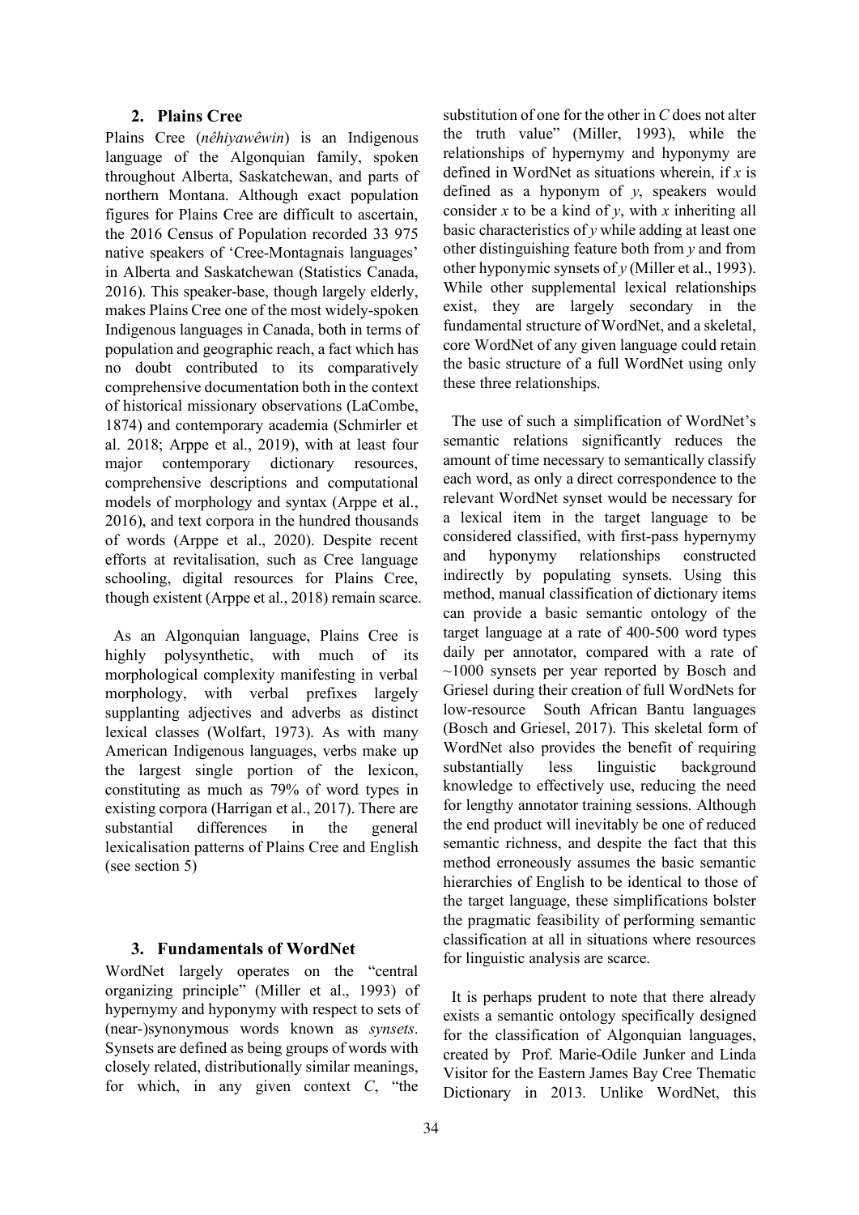## 2. Plains Cree

Plains Cree (*nêhiyawêwin*) is an Indigenous language of the Algonquian family, spoken throughout Alberta, Saskatchewan, and parts of northern Montana. Although exact population figures for Plains Cree are difficult to ascertain, the 2016 Census of Population recorded 33 975 native speakers of 'Cree-Montagnais languages' in Alberta and Saskatchewan (Statistics Canada, 2016). This speaker-base, though largely elderly, makes Plains Cree one of the most widely-spoken Indigenous languages in Canada, both in terms of population and geographic reach, a fact which has no doubt contributed to its comparatively comprehensive documentation both in the context of historical missionary observations (LaCombe, 1874) and contemporary academia (Schmirler et al. 2018; Arppe et al., 2019), with at least four major contemporary dictionary resources, comprehensive descriptions and computational models of morphology and syntax (Arppe et al., 2016), and text corpora in the hundred thousands of words (Arppe et al., 2020). Despite recent efforts at revitalisation, such as Cree language schooling, digital resources for Plains Cree, though existent (Arppe et al., 2018) remain scarce.

As an Algonquian language, Plains Cree is highly polysynthetic, with much of its morphological complexity manifesting in verbal morphology, with verbal prefixes largely supplanting adjectives and adverbs as distinct lexical classes (Wolfart, 1973). As with many American Indigenous languages, verbs make up the largest single portion of the lexicon, constituting as much as 79% of word types in existing corpora (Harrigan et al., 2017). There are substantial differences in the general lexicalisation patterns of Plains Cree and English (see section 5)

## 3. Fundamentals of WordNet

WordNet largely operates on the "central organizing principle" (Miller et al., 1993) of hypernymy and hyponymy with respect to sets of (near-)synonymous words known as *synsets*. Synsets are defined as being groups of words with closely related, distributionally similar meanings, for which, in any given context *C*, "the substitution of one for the other in *C* does not alter the truth value" (Miller, 1993), while the relationships of hypernymy and hyponymy are defined in WordNet as situations wherein, if *x* is defined as a hyponym of *y*, speakers would consider *x* to be a kind of *y*, with *x* inheriting all basic characteristics of *y* while adding at least one other distinguishing feature both from *y* and from other hyponymic synsets of *y* (Miller et al., 1993). While other supplemental lexical relationships exist, they are largely secondary in the fundamental structure of WordNet, and a skeletal, core WordNet of any given language could retain the basic structure of a full WordNet using only these three relationships.

The use of such a simplification of WordNet's semantic relations significantly reduces the amount of time necessary to semantically classify each word, as only a direct correspondence to the relevant WordNet synset would be necessary for a lexical item in the target language to be considered classified, with first-pass hypernymy and hyponymy relationships constructed indirectly by populating synsets. Using this method, manual classification of dictionary items can provide a basic semantic ontology of the target language at a rate of 400-500 word types daily per annotator, compared with a rate of ~1000 synsets per year reported by Bosch and Griesel during their creation of full WordNets for low-resource South African Bantu languages (Bosch and Griesel, 2017). This skeletal form of WordNet also provides the benefit of requiring substantially less linguistic background knowledge to effectively use, reducing the need for lengthy annotator training sessions. Although the end product will inevitably be one of reduced semantic richness, and despite the fact that this method erroneously assumes the basic semantic hierarchies of English to be identical to those of the target language, these simplifications bolster the pragmatic feasibility of performing semantic classification at all in situations where resources for linguistic analysis are scarce.

It is perhaps prudent to note that there already exists a semantic ontology specifically designed for the classification of Algonquian languages, created by Prof. Marie-Odile Junker and Linda Visitor for the Eastern James Bay Cree Thematic Dictionary in 2013. Unlike WordNet, this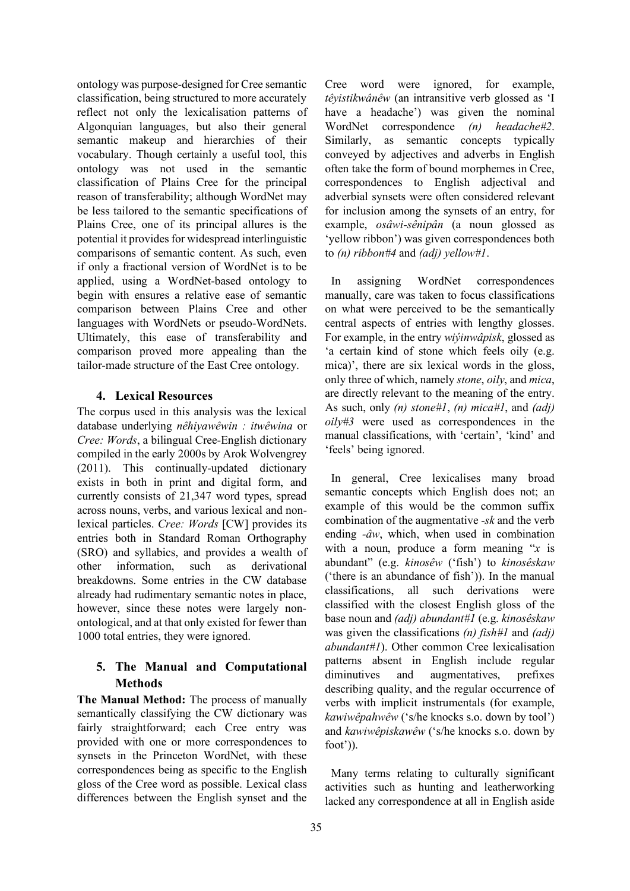ontology was purpose-designed for Cree semantic classification, being structured to more accurately reflect not only the lexicalisation patterns of Algonquian languages, but also their general semantic makeup and hierarchies of their vocabulary. Though certainly a useful tool, this ontology was not used in the semantic classification of Plains Cree for the principal reason of transferability; although WordNet may be less tailored to the semantic specifications of Plains Cree, one of its principal allures is the potential it provides for widespread interlinguistic comparisons of semantic content. As such, even if only a fractional version of WordNet is to be applied, using a WordNet-based ontology to begin with ensures a relative ease of semantic comparison between Plains Cree and other languages with WordNets or pseudo-WordNets. Ultimately, this ease of transferability and comparison proved more appealing than the tailor-made structure of the East Cree ontology.

## 4. Lexical Resources

The corpus used in this analysis was the lexical database underlying *nêhiyawêwin : itwêwina* or *Cree: Words*, a bilingual Cree-English dictionary compiled in the early 2000s by Arok Wolvengrey (2011). This continually-updated dictionary exists in both in print and digital form, and currently consists of 21,347 word types, spread across nouns, verbs, and various lexical and non-lexical particles. *Cree: Words* [CW] provides its entries both in Standard Roman Orthography (SRO) and syllabics, and provides a wealth of other information, such as derivational breakdowns. Some entries in the CW database already had rudimentary semantic notes in place, however, since these notes were largely non-ontological, and at that only existed for fewer than 1000 total entries, they were ignored.

## 5. The Manual and Computational Methods

**The Manual Method:** The process of manually semantically classifying the CW dictionary was fairly straightforward; each Cree entry was provided with one or more correspondences to synsets in the Princeton WordNet, with these correspondences being as specific to the English gloss of the Cree word as possible. Lexical class differences between the English synset and the Cree word were ignored, for example, *têyistikwânêw* (an intransitive verb glossed as 'I have a headache') was given the nominal WordNet correspondence *(n) headache#2*. Similarly, as semantic concepts typically conveyed by adjectives and adverbs in English often take the form of bound morphemes in Cree, correspondences to English adjectival and adverbial synsets were often considered relevant for inclusion among the synsets of an entry, for example, *osâwi-sênipân* (a noun glossed as 'yellow ribbon') was given correspondences both to *(n) ribbon#4* and *(adj) yellow#1*.

In assigning WordNet correspondences manually, care was taken to focus classifications on what were perceived to be the semantically central aspects of entries with lengthy glosses. For example, in the entry *wiýinwâpisk*, glossed as 'a certain kind of stone which feels oily (e.g. mica)', there are six lexical words in the gloss, only three of which, namely *stone*, *oily*, and *mica*, are directly relevant to the meaning of the entry. As such, only *(n) stone#1*, *(n) mica#1*, and *(adj) oily#3* were used as correspondences in the manual classifications, with 'certain', 'kind' and 'feels' being ignored.

In general, Cree lexicalises many broad semantic concepts which English does not; an example of this would be the common suffix combination of the augmentative *-sk* and the verb ending *-âw*, which, when used in combination with a noun, produce a form meaning "*x* is abundant" (e.g. *kinosêw* ('fish') to *kinosêskaw* ('there is an abundance of fish')). In the manual classifications, all such derivations were classified with the closest English gloss of the base noun and *(adj) abundant#1* (e.g. *kinosêskaw* was given the classifications *(n) fish#1* and *(adj) abundant#1*). Other common Cree lexicalisation patterns absent in English include regular diminutives and augmentatives, prefixes describing quality, and the regular occurrence of verbs with implicit instrumentals (for example, *kawiwêpahwêw* ('s/he knocks s.o. down by tool') and *kawiwêpiskawêw* ('s/he knocks s.o. down by foot')).

Many terms relating to culturally significant activities such as hunting and leatherworking lacked any correspondence at all in English aside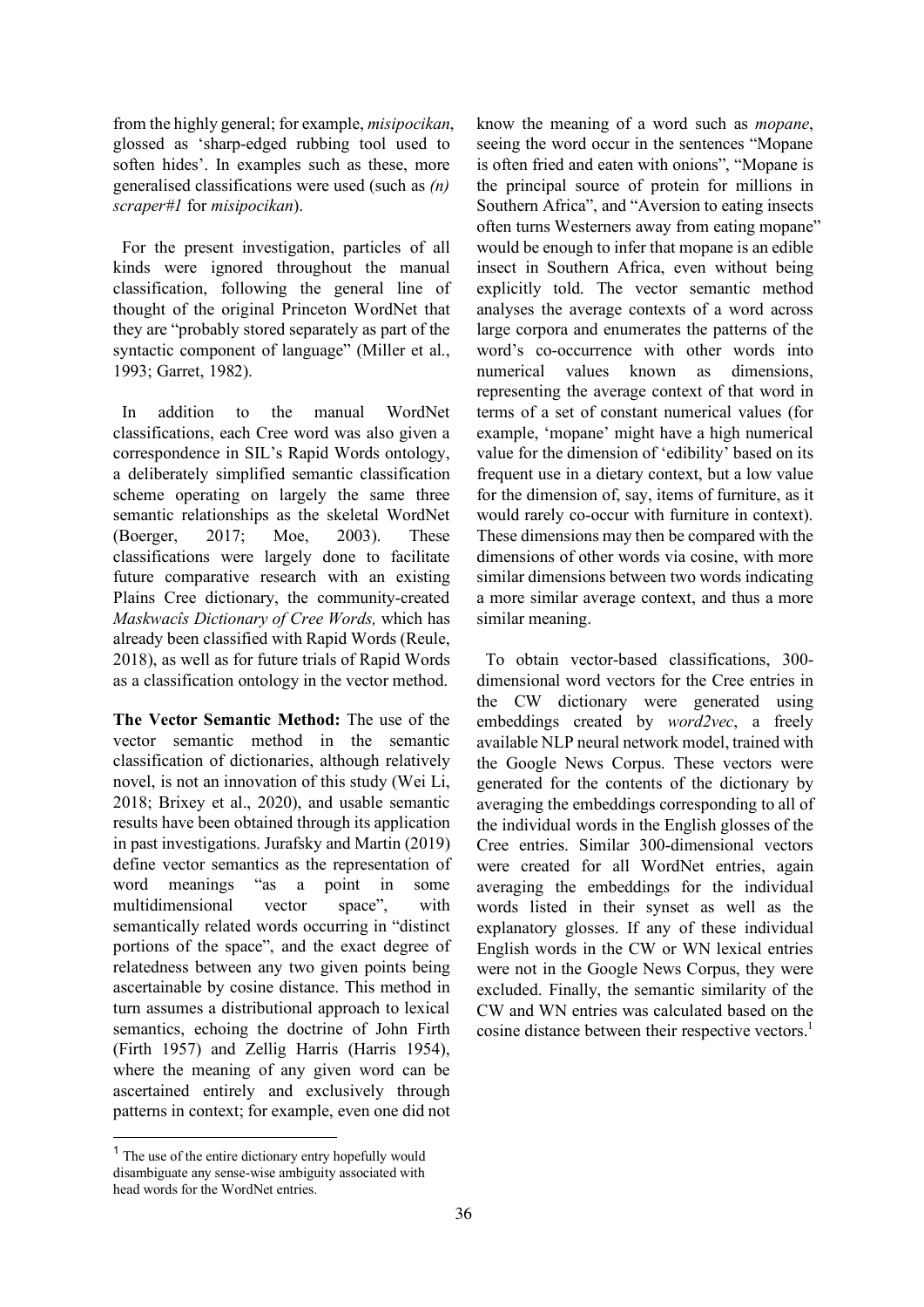from the highly general; for example, *misipocikan*, glossed as 'sharp-edged rubbing tool used to soften hides'. In examples such as these, more generalised classifications were used (such as *(n) scraper#1* for *misipocikan*).

For the present investigation, particles of all kinds were ignored throughout the manual classification, following the general line of thought of the original Princeton WordNet that they are "probably stored separately as part of the syntactic component of language" (Miller et al., 1993; Garret, 1982).

In addition to the manual WordNet classifications, each Cree word was also given a correspondence in SIL's Rapid Words ontology, a deliberately simplified semantic classification scheme operating on largely the same three semantic relationships as the skeletal WordNet (Boerger, 2017; Moe, 2003). These classifications were largely done to facilitate future comparative research with an existing Plains Cree dictionary, the community-created *Maskwacîs Dictionary of Cree Words,* which has already been classified with Rapid Words (Reule, 2018), as well as for future trials of Rapid Words as a classification ontology in the vector method.

**The Vector Semantic Method:** The use of the vector semantic method in the semantic classification of dictionaries, although relatively novel, is not an innovation of this study (Wei Li, 2018; Brixey et al., 2020), and usable semantic results have been obtained through its application in past investigations. Jurafsky and Martin (2019) define vector semantics as the representation of word meanings "as a point in some multidimensional vector space", with semantically related words occurring in "distinct portions of the space", and the exact degree of relatedness between any two given points being ascertainable by cosine distance. This method in turn assumes a distributional approach to lexical semantics, echoing the doctrine of John Firth (Firth 1957) and Zellig Harris (Harris 1954), where the meaning of any given word can be ascertained entirely and exclusively through patterns in context; for example, even one did not know the meaning of a word such as *mopane*, seeing the word occur in the sentences "Mopane is often fried and eaten with onions", "Mopane is the principal source of protein for millions in Southern Africa", and "Aversion to eating insects often turns Westerners away from eating mopane" would be enough to infer that mopane is an edible insect in Southern Africa, even without being explicitly told. The vector semantic method analyses the average contexts of a word across large corpora and enumerates the patterns of the word's co-occurrence with other words into numerical values known as dimensions, representing the average context of that word in terms of a set of constant numerical values (for example, 'mopane' might have a high numerical value for the dimension of 'edibility' based on its frequent use in a dietary context, but a low value for the dimension of, say, items of furniture, as it would rarely co-occur with furniture in context). These dimensions may then be compared with the dimensions of other words via cosine, with more similar dimensions between two words indicating a more similar average context, and thus a more similar meaning.

To obtain vector-based classifications, 300-dimensional word vectors for the Cree entries in the CW dictionary were generated using embeddings created by *word2vec*, a freely available NLP neural network model, trained with the Google News Corpus. These vectors were generated for the contents of the dictionary by averaging the embeddings corresponding to all of the individual words in the English glosses of the Cree entries. Similar 300-dimensional vectors were created for all WordNet entries, again averaging the embeddings for the individual words listed in their synset as well as the explanatory glosses. If any of these individual English words in the CW or WN lexical entries were not in the Google News Corpus, they were excluded. Finally, the semantic similarity of the CW and WN entries was calculated based on the cosine distance between their respective vectors.[1]

[1] The use of the entire dictionary entry hopefully would disambiguate any sense-wise ambiguity associated with head words for the WordNet entries.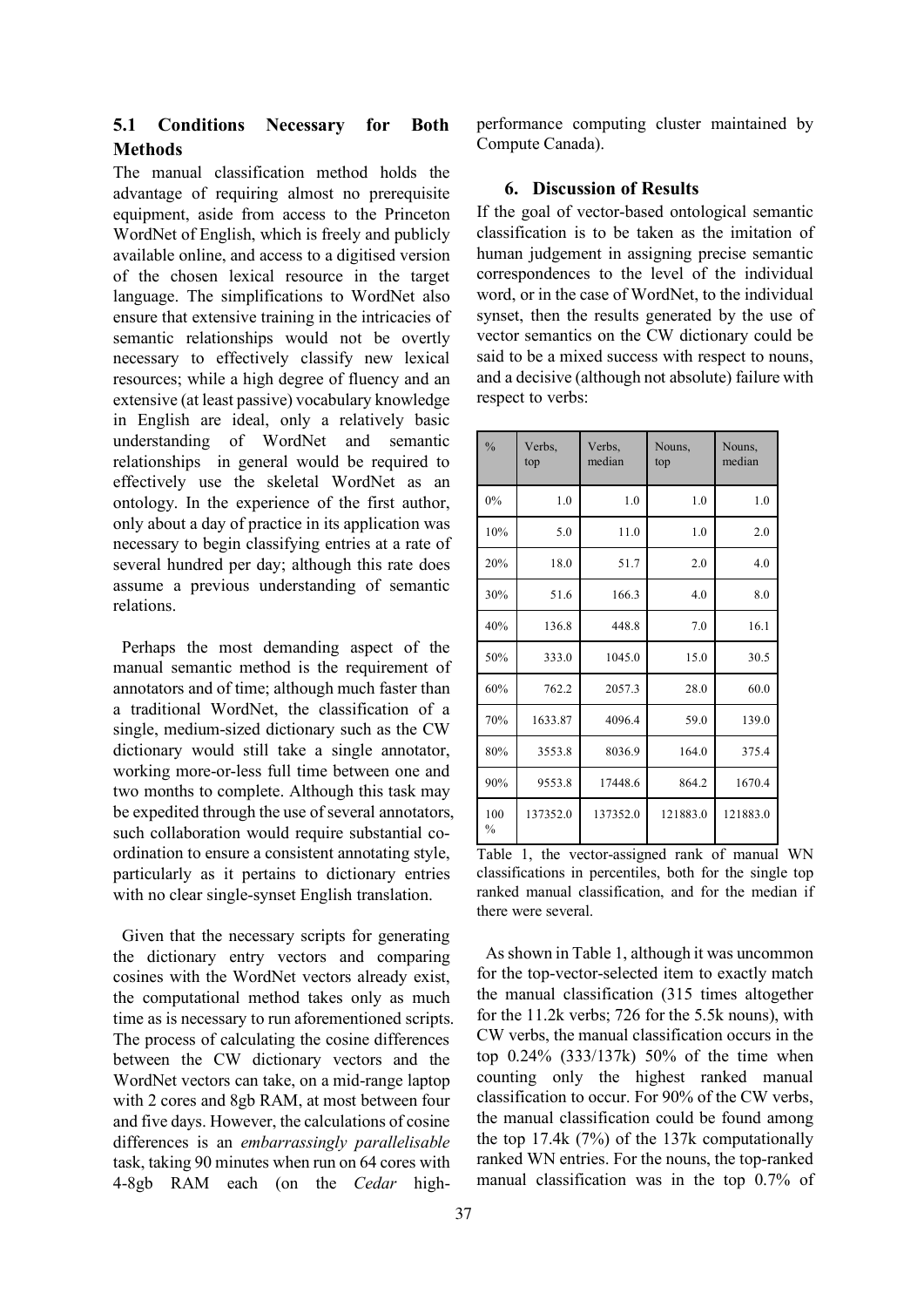### 5.1 Conditions Necessary for Both Methods

The manual classification method holds the advantage of requiring almost no prerequisite equipment, aside from access to the Princeton WordNet of English, which is freely and publicly available online, and access to a digitised version of the chosen lexical resource in the target language. The simplifications to WordNet also ensure that extensive training in the intricacies of semantic relationships would not be overtly necessary to effectively classify new lexical resources; while a high degree of fluency and an extensive (at least passive) vocabulary knowledge in English are ideal, only a relatively basic understanding of WordNet and semantic relationships in general would be required to effectively use the skeletal WordNet as an ontology. In the experience of the first author, only about a day of practice in its application was necessary to begin classifying entries at a rate of several hundred per day; although this rate does assume a previous understanding of semantic relations.

Perhaps the most demanding aspect of the manual semantic method is the requirement of annotators and of time; although much faster than a traditional WordNet, the classification of a single, medium-sized dictionary such as the CW dictionary would still take a single annotator, working more-or-less full time between one and two months to complete. Although this task may be expedited through the use of several annotators, such collaboration would require substantial co-ordination to ensure a consistent annotating style, particularly as it pertains to dictionary entries with no clear single-synset English translation.

Given that the necessary scripts for generating the dictionary entry vectors and comparing cosines with the WordNet vectors already exist, the computational method takes only as much time as is necessary to run aforementioned scripts. The process of calculating the cosine differences between the CW dictionary vectors and the WordNet vectors can take, on a mid-range laptop with 2 cores and 8gb RAM, at most between four and five days. However, the calculations of cosine differences is an *embarrassingly parallelisable* task, taking 90 minutes when run on 64 cores with 4-8gb RAM each (on the *Cedar* high-performance computing cluster maintained by Compute Canada).

## 6. Discussion of Results

If the goal of vector-based ontological semantic classification is to be taken as the imitation of human judgement in assigning precise semantic correspondences to the level of the individual word, or in the case of WordNet, to the individual synset, then the results generated by the use of vector semantics on the CW dictionary could be said to be a mixed success with respect to nouns, and a decisive (although not absolute) failure with respect to verbs:

| % | Verbs, top | Verbs, median | Nouns, top | Nouns, median |
|---|---|---|---|---|
| 0% | 1.0 | 1.0 | 1.0 | 1.0 |
| 10% | 5.0 | 11.0 | 1.0 | 2.0 |
| 20% | 18.0 | 51.7 | 2.0 | 4.0 |
| 30% | 51.6 | 166.3 | 4.0 | 8.0 |
| 40% | 136.8 | 448.8 | 7.0 | 16.1 |
| 50% | 333.0 | 1045.0 | 15.0 | 30.5 |
| 60% | 762.2 | 2057.3 | 28.0 | 60.0 |
| 70% | 1633.87 | 4096.4 | 59.0 | 139.0 |
| 80% | 3553.8 | 8036.9 | 164.0 | 375.4 |
| 90% | 9553.8 | 17448.6 | 864.2 | 1670.4 |
| 100 % | 137352.0 | 137352.0 | 121883.0 | 121883.0 |

Table 1, the vector-assigned rank of manual WN classifications in percentiles, both for the single top ranked manual classification, and for the median if there were several.

As shown in Table 1, although it was uncommon for the top-vector-selected item to exactly match the manual classification (315 times altogether for the 11.2k verbs; 726 for the 5.5k nouns), with CW verbs, the manual classification occurs in the top 0.24% (333/137k) 50% of the time when counting only the highest ranked manual classification to occur. For 90% of the CW verbs, the manual classification could be found among the top 17.4k (7%) of the 137k computationally ranked WN entries. For the nouns, the top-ranked manual classification was in the top 0.7% of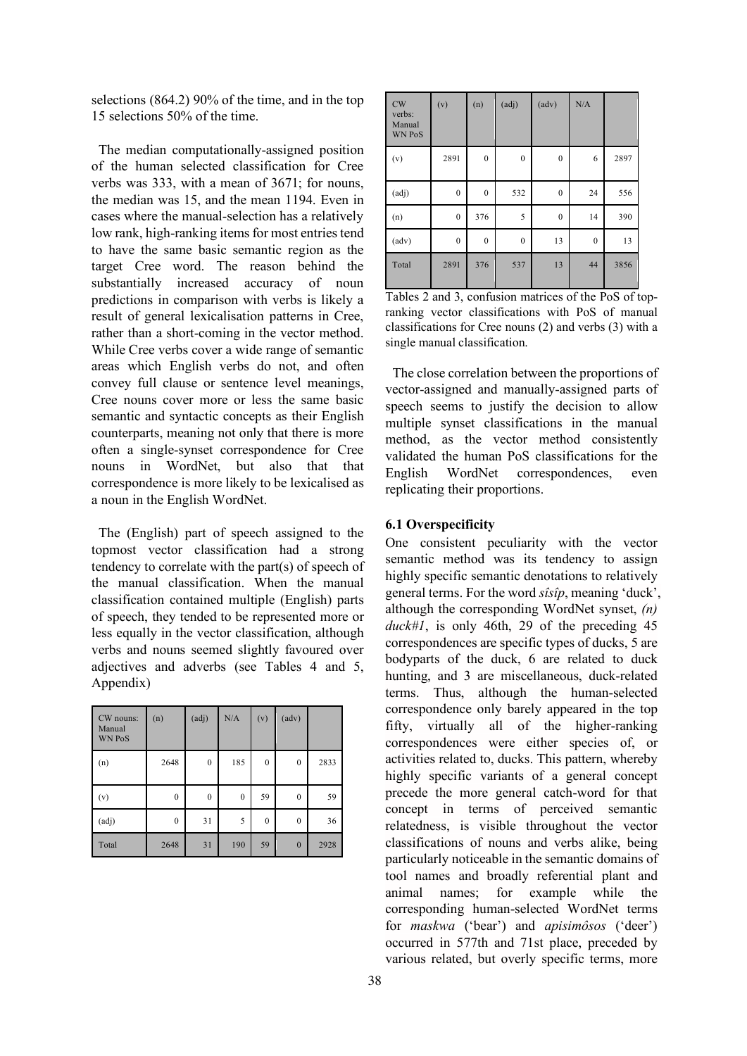selections (864.2) 90% of the time, and in the top 15 selections 50% of the time.

The median computationally-assigned position of the human selected classification for Cree verbs was 333, with a mean of 3671; for nouns, the median was 15, and the mean 1194. Even in cases where the manual-selection has a relatively low rank, high-ranking items for most entries tend to have the same basic semantic region as the target Cree word. The reason behind the substantially increased accuracy of noun predictions in comparison with verbs is likely a result of general lexicalisation patterns in Cree, rather than a short-coming in the vector method. While Cree verbs cover a wide range of semantic areas which English verbs do not, and often convey full clause or sentence level meanings, Cree nouns cover more or less the same basic semantic and syntactic concepts as their English counterparts, meaning not only that there is more often a single-synset correspondence for Cree nouns in WordNet, but also that that correspondence is more likely to be lexicalised as a noun in the English WordNet.

The (English) part of speech assigned to the topmost vector classification had a strong tendency to correlate with the part(s) of speech of the manual classification. When the manual classification contained multiple (English) parts of speech, they tended to be represented more or less equally in the vector classification, although verbs and nouns seemed slightly favoured over adjectives and adverbs (see Tables 4 and 5, Appendix)

| CW nouns: Manual WN PoS | (n) | (adj) | N/A | (v) | (adv) | |
|---|---|---|---|---|---|---|
| (n) | 2648 | 0 | 185 | 0 | 0 | 2833 |
| (v) | 0 | 0 | 0 | 59 | 0 | 59 |
| (adj) | 0 | 31 | 5 | 0 | 0 | 36 |
| Total | 2648 | 31 | 190 | 59 | 0 | 2928 |

| CW verbs: Manual WN PoS | (v) | (n) | (adj) | (adv) | N/A | |
|---|---|---|---|---|---|---|
| (v) | 2891 | 0 | 0 | 0 | 6 | 2897 |
| (adj) | 0 | 0 | 532 | 0 | 24 | 556 |
| (n) | 0 | 376 | 5 | 0 | 14 | 390 |
| (adv) | 0 | 0 | 0 | 13 | 0 | 13 |
| Total | 2891 | 376 | 537 | 13 | 44 | 3856 |

Tables 2 and 3, confusion matrices of the PoS of top-ranking vector classifications with PoS of manual classifications for Cree nouns (2) and verbs (3) with a single manual classification.

The close correlation between the proportions of vector-assigned and manually-assigned parts of speech seems to justify the decision to allow multiple synset classifications in the manual method, as the vector method consistently validated the human PoS classifications for the English WordNet correspondences, even replicating their proportions.

### 6.1 Overspecificity

One consistent peculiarity with the vector semantic method was its tendency to assign highly specific semantic denotations to relatively general terms. For the word *sîsîp*, meaning 'duck', although the corresponding WordNet synset, *(n) duck#1*, is only 46th, 29 of the preceding 45 correspondences are specific types of ducks, 5 are bodyparts of the duck, 6 are related to duck hunting, and 3 are miscellaneous, duck-related terms. Thus, although the human-selected correspondence only barely appeared in the top fifty, virtually all of the higher-ranking correspondences were either species of, or activities related to, ducks. This pattern, whereby highly specific variants of a general concept precede the more general catch-word for that concept in terms of perceived semantic relatedness, is visible throughout the vector classifications of nouns and verbs alike, being particularly noticeable in the semantic domains of tool names and broadly referential plant and animal names; for example while the corresponding human-selected WordNet terms for *maskwa* ('bear') and *apisimôsos* ('deer') occurred in 577th and 71st place, preceded by various related, but overly specific terms, more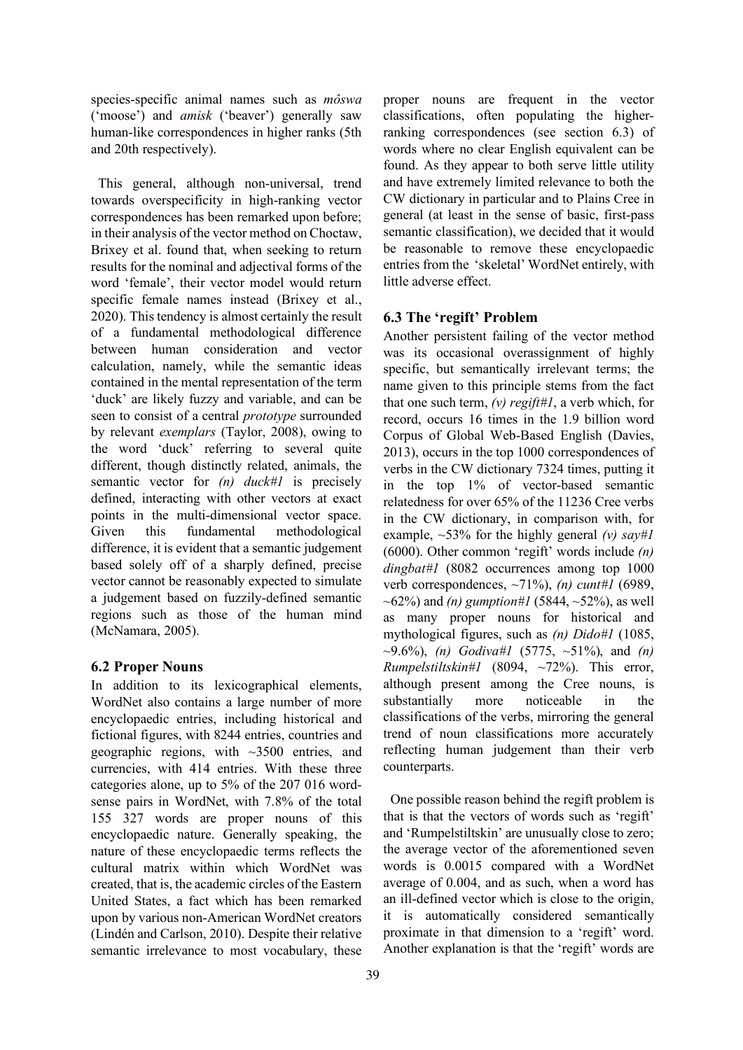species-specific animal names such as *môswa* ('moose') and *amisk* ('beaver') generally saw human-like correspondences in higher ranks (5th and 20th respectively).

This general, although non-universal, trend towards overspecificity in high-ranking vector correspondences has been remarked upon before; in their analysis of the vector method on Choctaw, Brixey et al. found that, when seeking to return results for the nominal and adjectival forms of the word 'female', their vector model would return specific female names instead (Brixey et al., 2020). This tendency is almost certainly the result of a fundamental methodological difference between human consideration and vector calculation, namely, while the semantic ideas contained in the mental representation of the term 'duck' are likely fuzzy and variable, and can be seen to consist of a central *prototype* surrounded by relevant *exemplars* (Taylor, 2008), owing to the word 'duck' referring to several quite different, though distinctly related, animals, the semantic vector for *(n) duck#1* is precisely defined, interacting with other vectors at exact points in the multi-dimensional vector space. Given this fundamental methodological difference, it is evident that a semantic judgement based solely off of a sharply defined, precise vector cannot be reasonably expected to simulate a judgement based on fuzzily-defined semantic regions such as those of the human mind (McNamara, 2005).

## 6.2 Proper Nouns

In addition to its lexicographical elements, WordNet also contains a large number of more encyclopaedic entries, including historical and fictional figures, with 8244 entries, countries and geographic regions, with ~3500 entries, and currencies, with 414 entries. With these three categories alone, up to 5% of the 207 016 word-sense pairs in WordNet, with 7.8% of the total 155 327 words are proper nouns of this encyclopaedic nature. Generally speaking, the nature of these encyclopaedic terms reflects the cultural matrix within which WordNet was created, that is, the academic circles of the Eastern United States, a fact which has been remarked upon by various non-American WordNet creators (Lindén and Carlson, 2010). Despite their relative semantic irrelevance to most vocabulary, these proper nouns are frequent in the vector classifications, often populating the higher-ranking correspondences (see section 6.3) of words where no clear English equivalent can be found. As they appear to both serve little utility and have extremely limited relevance to both the CW dictionary in particular and to Plains Cree in general (at least in the sense of basic, first-pass semantic classification), we decided that it would be reasonable to remove these encyclopaedic entries from the 'skeletal' WordNet entirely, with little adverse effect.

## 6.3 The 'regift' Problem

Another persistent failing of the vector method was its occasional overassignment of highly specific, but semantically irrelevant terms; the name given to this principle stems from the fact that one such term, *(v) regift#1*, a verb which, for record, occurs 16 times in the 1.9 billion word Corpus of Global Web-Based English (Davies, 2013), occurs in the top 1000 correspondences of verbs in the CW dictionary 7324 times, putting it in the top 1% of vector-based semantic relatedness for over 65% of the 11236 Cree verbs in the CW dictionary, in comparison with, for example, ~53% for the highly general *(v) say#1* (6000). Other common 'regift' words include *(n) dingbat#1* (8082 occurrences among top 1000 verb correspondences, ~71%), *(n) cunt#1* (6989, ~62%) and *(n) gumption#1* (5844, ~52%), as well as many proper nouns for historical and mythological figures, such as *(n) Dido#1* (1085, ~9.6%), *(n) Godiva#1* (5775, ~51%), and *(n) Rumpelstiltskin#1* (8094, ~72%). This error, although present among the Cree nouns, is substantially more noticeable in the classifications of the verbs, mirroring the general trend of noun classifications more accurately reflecting human judgement than their verb counterparts.

One possible reason behind the regift problem is that is that the vectors of words such as 'regift' and 'Rumpelstiltskin' are unusually close to zero; the average vector of the aforementioned seven words is 0.0015 compared with a WordNet average of 0.004, and as such, when a word has an ill-defined vector which is close to the origin, it is automatically considered semantically proximate in that dimension to a 'regift' word. Another explanation is that the 'regift' words are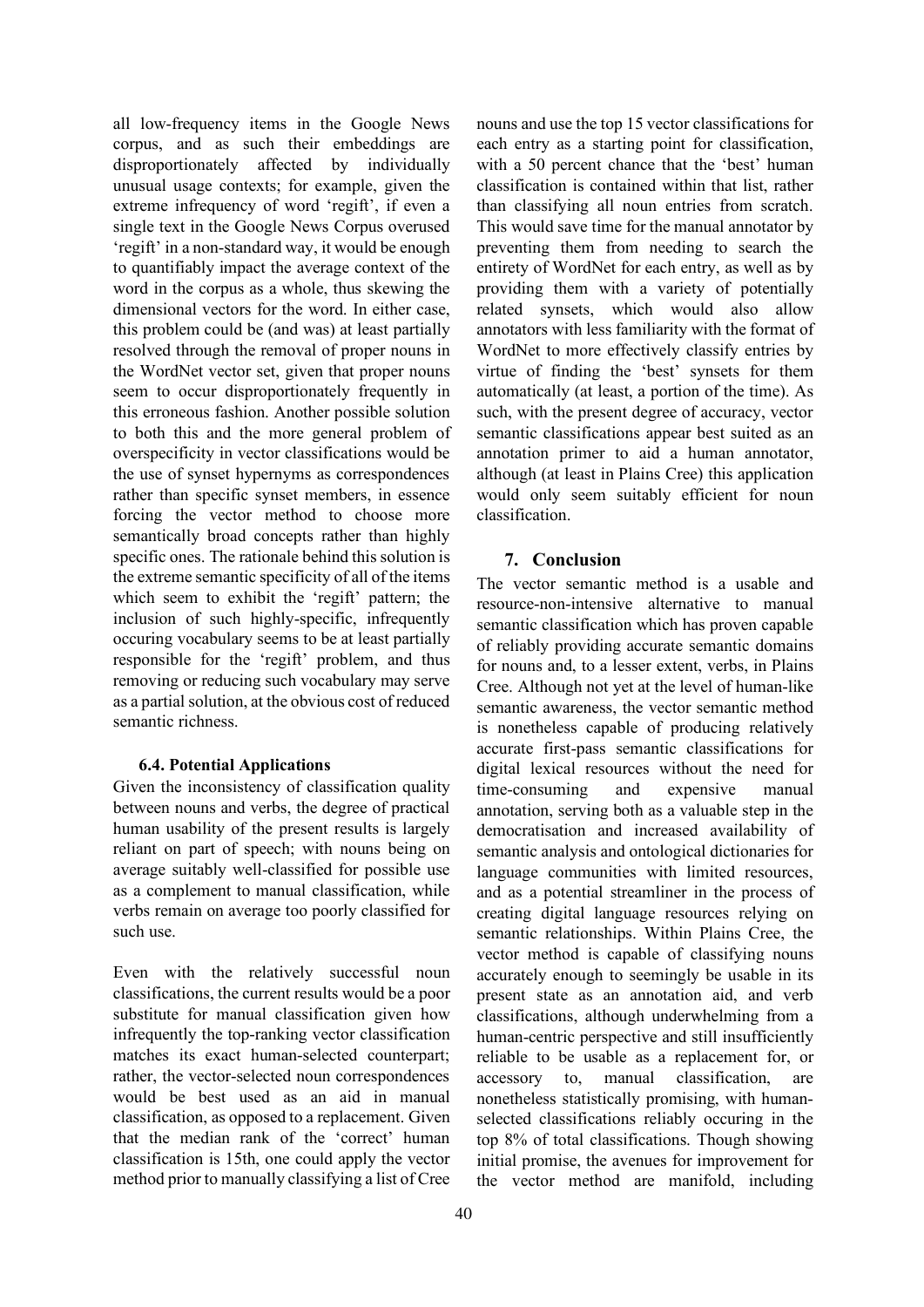all low-frequency items in the Google News corpus, and as such their embeddings are disproportionately affected by individually unusual usage contexts; for example, given the extreme infrequency of word 'regift', if even a single text in the Google News Corpus overused 'regift' in a non-standard way, it would be enough to quantifiably impact the average context of the word in the corpus as a whole, thus skewing the dimensional vectors for the word. In either case, this problem could be (and was) at least partially resolved through the removal of proper nouns in the WordNet vector set, given that proper nouns seem to occur disproportionately frequently in this erroneous fashion. Another possible solution to both this and the more general problem of overspecificity in vector classifications would be the use of synset hypernyms as correspondences rather than specific synset members, in essence forcing the vector method to choose more semantically broad concepts rather than highly specific ones. The rationale behind this solution is the extreme semantic specificity of all of the items which seem to exhibit the 'regift' pattern; the inclusion of such highly-specific, infrequently occuring vocabulary seems to be at least partially responsible for the 'regift' problem, and thus removing or reducing such vocabulary may serve as a partial solution, at the obvious cost of reduced semantic richness.

### 6.4. Potential Applications

Given the inconsistency of classification quality between nouns and verbs, the degree of practical human usability of the present results is largely reliant on part of speech; with nouns being on average suitably well-classified for possible use as a complement to manual classification, while verbs remain on average too poorly classified for such use.

Even with the relatively successful noun classifications, the current results would be a poor substitute for manual classification given how infrequently the top-ranking vector classification matches its exact human-selected counterpart; rather, the vector-selected noun correspondences would be best used as an aid in manual classification, as opposed to a replacement. Given that the median rank of the 'correct' human classification is 15th, one could apply the vector method prior to manually classifying a list of Cree nouns and use the top 15 vector classifications for each entry as a starting point for classification, with a 50 percent chance that the 'best' human classification is contained within that list, rather than classifying all noun entries from scratch. This would save time for the manual annotator by preventing them from needing to search the entirety of WordNet for each entry, as well as by providing them with a variety of potentially related synsets, which would also allow annotators with less familiarity with the format of WordNet to more effectively classify entries by virtue of finding the 'best' synsets for them automatically (at least, a portion of the time). As such, with the present degree of accuracy, vector semantic classifications appear best suited as an annotation primer to aid a human annotator, although (at least in Plains Cree) this application would only seem suitably efficient for noun classification.

## 7. Conclusion

The vector semantic method is a usable and resource-non-intensive alternative to manual semantic classification which has proven capable of reliably providing accurate semantic domains for nouns and, to a lesser extent, verbs, in Plains Cree. Although not yet at the level of human-like semantic awareness, the vector semantic method is nonetheless capable of producing relatively accurate first-pass semantic classifications for digital lexical resources without the need for time-consuming and expensive manual annotation, serving both as a valuable step in the democratisation and increased availability of semantic analysis and ontological dictionaries for language communities with limited resources, and as a potential streamliner in the process of creating digital language resources relying on semantic relationships. Within Plains Cree, the vector method is capable of classifying nouns accurately enough to seemingly be usable in its present state as an annotation aid, and verb classifications, although underwhelming from a human-centric perspective and still insufficiently reliable to be usable as a replacement for, or accessory to, manual classification, are nonetheless statistically promising, with human-selected classifications reliably occuring in the top 8% of total classifications. Though showing initial promise, the avenues for improvement for the vector method are manifold, including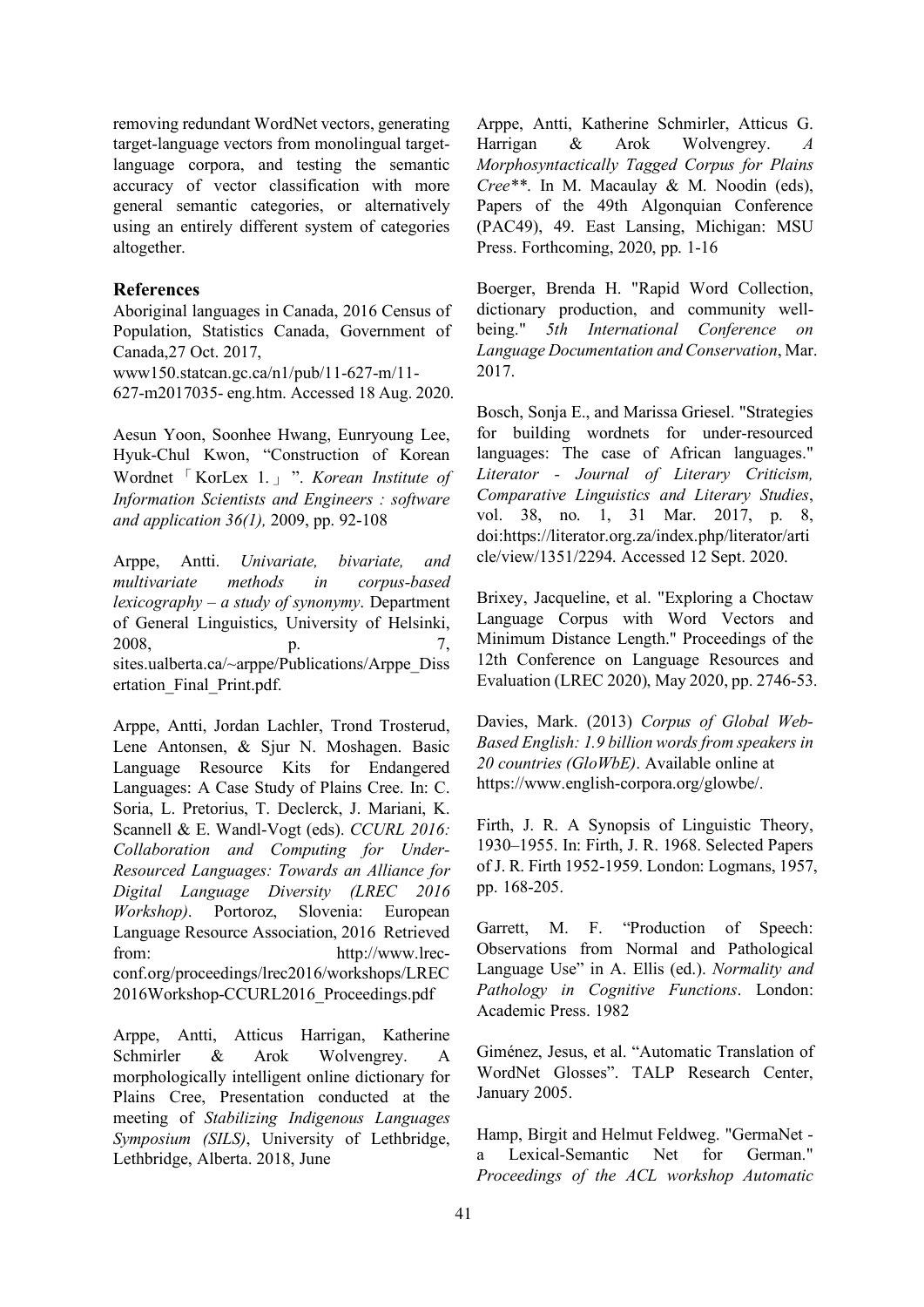removing redundant WordNet vectors, generating target-language vectors from monolingual target-language corpora, and testing the semantic accuracy of vector classification with more general semantic categories, or alternatively using an entirely different system of categories altogether.

## References

Aboriginal languages in Canada, 2016 Census of Population, Statistics Canada, Government of Canada,27 Oct. 2017, www150.statcan.gc.ca/n1/pub/11-627-m/11-627-m2017035- eng.htm. Accessed 18 Aug. 2020.

Aesun Yoon, Soonhee Hwang, Eunryoung Lee, Hyuk-Chul Kwon, "Construction of Korean Wordnet「KorLex 1.」". *Korean Institute of Information Scientists and Engineers : software and application 36(1),* 2009, pp. 92-108

Arppe, Antti. *Univariate, bivariate, and multivariate methods in corpus-based lexicography – a study of synonymy*. Department of General Linguistics, University of Helsinki, 2008, p. 7, sites.ualberta.ca/~arppe/Publications/Arppe_Dissertation_Final_Print.pdf.

Arppe, Antti, Jordan Lachler, Trond Trosterud, Lene Antonsen, & Sjur N. Moshagen. Basic Language Resource Kits for Endangered Languages: A Case Study of Plains Cree. In: C. Soria, L. Pretorius, T. Declerck, J. Mariani, K. Scannell & E. Wandl-Vogt (eds). *CCURL 2016: Collaboration and Computing for Under-Resourced Languages: Towards an Alliance for Digital Language Diversity (LREC 2016 Workshop)*. Portoroz, Slovenia: European Language Resource Association, 2016 Retrieved from: http://www.lrec-conf.org/proceedings/lrec2016/workshops/LREC2016Workshop-CCURL2016_Proceedings.pdf

Arppe, Antti, Atticus Harrigan, Katherine Schmirler & Arok Wolvengrey. A morphologically intelligent online dictionary for Plains Cree, Presentation conducted at the meeting of *Stabilizing Indigenous Languages Symposium (SILS)*, University of Lethbridge, Lethbridge, Alberta. 2018, June

Arppe, Antti, Katherine Schmirler, Atticus G. Harrigan & Arok Wolvengrey. *A Morphosyntactically Tagged Corpus for Plains Cree***. In M. Macaulay & M. Noodin (eds), Papers of the 49th Algonquian Conference (PAC49), 49. East Lansing, Michigan: MSU Press. Forthcoming, 2020, pp. 1-16

Boerger, Brenda H. "Rapid Word Collection, dictionary production, and community well-being." *5th International Conference on Language Documentation and Conservation*, Mar. 2017.

Bosch, Sonja E., and Marissa Griesel. "Strategies for building wordnets for under-resourced languages: The case of African languages." *Literator - Journal of Literary Criticism, Comparative Linguistics and Literary Studies*, vol. 38, no. 1, 31 Mar. 2017, p. 8, doi:https://literator.org.za/index.php/literator/article/view/1351/2294. Accessed 12 Sept. 2020.

Brixey, Jacqueline, et al. "Exploring a Choctaw Language Corpus with Word Vectors and Minimum Distance Length." Proceedings of the 12th Conference on Language Resources and Evaluation (LREC 2020), May 2020, pp. 2746-53.

Davies, Mark. (2013) *Corpus of Global Web-Based English: 1.9 billion words from speakers in 20 countries (GloWbE)*. Available online at https://www.english-corpora.org/glowbe/.

Firth, J. R. A Synopsis of Linguistic Theory, 1930–1955. In: Firth, J. R. 1968. Selected Papers of J. R. Firth 1952-1959. London: Logmans, 1957, pp. 168-205.

Garrett, M. F. "Production of Speech: Observations from Normal and Pathological Language Use" in A. Ellis (ed.). *Normality and Pathology in Cognitive Functions*. London: Academic Press. 1982

Giménez, Jesus, et al. "Automatic Translation of WordNet Glosses". TALP Research Center, January 2005.

Hamp, Birgit and Helmut Feldweg. "GermaNet - a Lexical-Semantic Net for German." *Proceedings of the ACL workshop Automatic*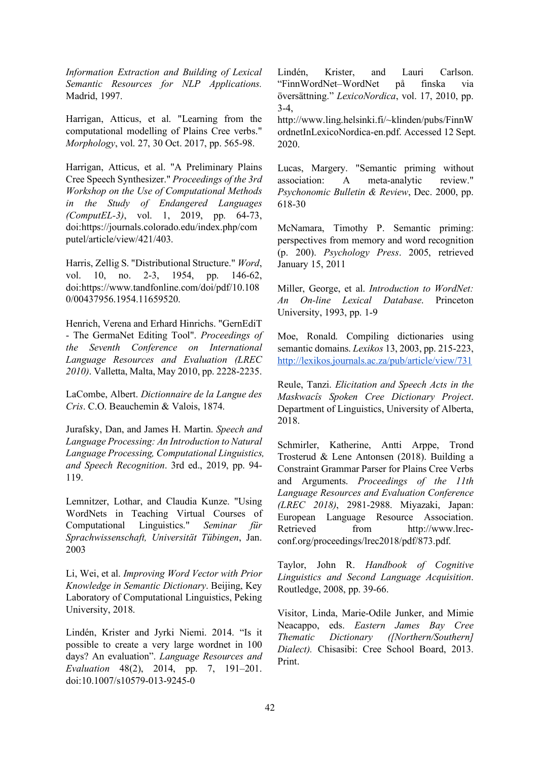*Information Extraction and Building of Lexical Semantic Resources for NLP Applications.* Madrid, 1997.

Harrigan, Atticus, et al. "Learning from the computational modelling of Plains Cree verbs." *Morphology*, vol. 27, 30 Oct. 2017, pp. 565-98.

Harrigan, Atticus, et al. "A Preliminary Plains Cree Speech Synthesizer." *Proceedings of the 3rd Workshop on the Use of Computational Methods in the Study of Endangered Languages (ComputEL-3)*, vol. 1, 2019, pp. 64-73, doi:https://journals.colorado.edu/index.php/computel/article/view/421/403.

Harris, Zellig S. "Distributional Structure." *Word*, vol. 10, no. 2-3, 1954, pp. 146-62, doi:https://www.tandfonline.com/doi/pdf/10.1080/00437956.1954.11659520.

Henrich, Verena and Erhard Hinrichs. "GernEdiT - The GermaNet Editing Tool". *Proceedings of the Seventh Conference on International Language Resources and Evaluation (LREC 2010)*. Valletta, Malta, May 2010, pp. 2228-2235.

LaCombe, Albert. *Dictionnaire de la Langue des Cris*. C.O. Beauchemin & Valois, 1874.

Jurafsky, Dan, and James H. Martin. *Speech and Language Processing: An Introduction to Natural Language Processing, Computational Linguistics, and Speech Recognition*. 3rd ed., 2019, pp. 94-119.

Lemnitzer, Lothar, and Claudia Kunze. "Using WordNets in Teaching Virtual Courses of Computational Linguistics." *Seminar für Sprachwissenschaft, Universität Tübingen*, Jan. 2003

Li, Wei, et al. *Improving Word Vector with Prior Knowledge in Semantic Dictionary*. Beijing, Key Laboratory of Computational Linguistics, Peking University, 2018.

Lindén, Krister and Jyrki Niemi. 2014. "Is it possible to create a very large wordnet in 100 days? An evaluation". *Language Resources and Evaluation* 48(2), 2014, pp. 7, 191–201. doi:10.1007/s10579-013-9245-0

Lindén, Krister, and Lauri Carlson. "FinnWordNet–WordNet på finska via översättning." *LexicoNordica*, vol. 17, 2010, pp. 3-4, http://www.ling.helsinki.fi/~klinden/pubs/FinnWordnetInLexicoNordica-en.pdf. Accessed 12 Sept. 2020.

Lucas, Margery. "Semantic priming without association: A meta-analytic review." *Psychonomic Bulletin & Review*, Dec. 2000, pp. 618-30

McNamara, Timothy P. Semantic priming: perspectives from memory and word recognition (p. 200). *Psychology Press*. 2005, retrieved January 15, 2011

Miller, George, et al. *Introduction to WordNet: An On-line Lexical Database*. Princeton University, 1993, pp. 1-9

Moe, Ronald. Compiling dictionaries using semantic domains. *Lexikos* 13, 2003, pp. 215-223, http://lexikos.journals.ac.za/pub/article/view/731

Reule, Tanzi. *Elicitation and Speech Acts in the Maskwacîs Spoken Cree Dictionary Project*. Department of Linguistics, University of Alberta, 2018.

Schmirler, Katherine, Antti Arppe, Trond Trosterud & Lene Antonsen (2018). Building a Constraint Grammar Parser for Plains Cree Verbs and Arguments. *Proceedings of the 11th Language Resources and Evaluation Conference (LREC 2018)*, 2981-2988. Miyazaki, Japan: European Language Resource Association. Retrieved from http://www.lrec-conf.org/proceedings/lrec2018/pdf/873.pdf.

Taylor, John R. *Handbook of Cognitive Linguistics and Second Language Acquisition*. Routledge, 2008, pp. 39-66.

Visitor, Linda, Marie-Odile Junker, and Mimie Neacappo, eds. *Eastern James Bay Cree Thematic Dictionary ([Northern/Southern] Dialect).* Chisasibi: Cree School Board, 2013. Print.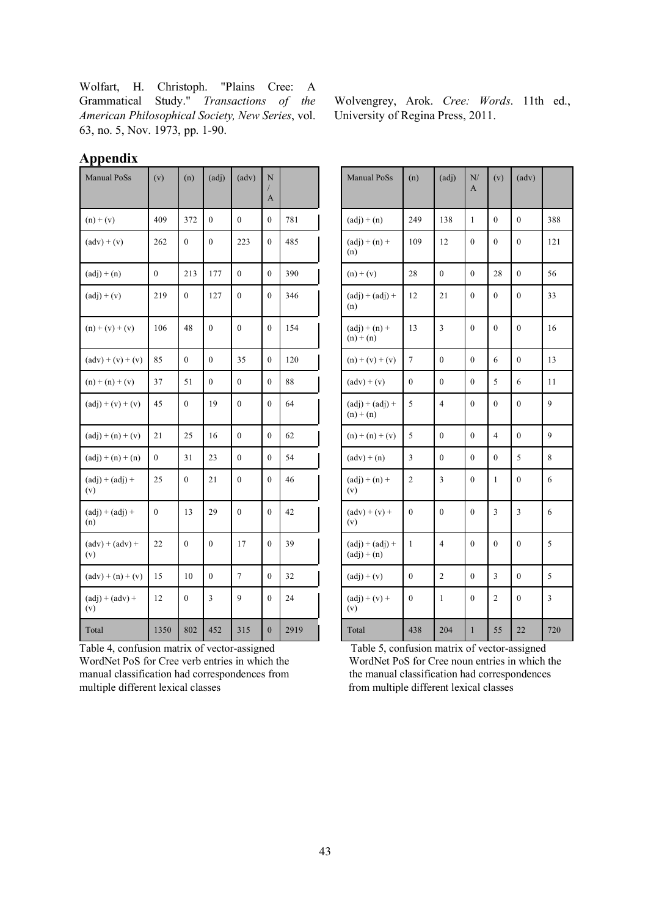Wolfart, H. Christoph. "Plains Cree: A Grammatical Study." *Transactions of the American Philosophical Society, New Series*, vol. 63, no. 5, Nov. 1973, pp. 1-90.

Wolvengrey, Arok. *Cree: Words*. 11th ed., University of Regina Press, 2011.

## Appendix

| Manual PoSs | (v) | (n) | (adj) | (adv) | N / A | |
|---|---|---|---|---|---|---|
| (n) + (v) | 409 | 372 | 0 | 0 | 0 | 781 |
| (adv) + (v) | 262 | 0 | 0 | 223 | 0 | 485 |
| (adj) + (n) | 0 | 213 | 177 | 0 | 0 | 390 |
| (adj) + (v) | 219 | 0 | 127 | 0 | 0 | 346 |
| (n) + (v) + (v) | 106 | 48 | 0 | 0 | 0 | 154 |
| (adv) + (v) + (v) | 85 | 0 | 0 | 35 | 0 | 120 |
| (n) + (n) + (v) | 37 | 51 | 0 | 0 | 0 | 88 |
| (adj) + (v) + (v) | 45 | 0 | 19 | 0 | 0 | 64 |
| (adj) + (n) + (v) | 21 | 25 | 16 | 0 | 0 | 62 |
| (adj) + (n) + (n) | 0 | 31 | 23 | 0 | 0 | 54 |
| (adj) + (adj) + (v) | 25 | 0 | 21 | 0 | 0 | 46 |
| (adj) + (adj) + (n) | 0 | 13 | 29 | 0 | 0 | 42 |
| (adv) + (adv) + (v) | 22 | 0 | 0 | 17 | 0 | 39 |
| (adv) + (n) + (v) | 15 | 10 | 0 | 7 | 0 | 32 |
| (adj) + (adv) + (v) | 12 | 0 | 3 | 9 | 0 | 24 |
| Total | 1350 | 802 | 452 | 315 | 0 | 2919 |

Table 4, confusion matrix of vector-assigned WordNet PoS for Cree verb entries in which the manual classification had correspondences from multiple different lexical classes

| Manual PoSs | (n) | (adj) | N/ A | (v) | (adv) | |
|---|---|---|---|---|---|---|
| (adj) + (n) | 249 | 138 | 1 | 0 | 0 | 388 |
| (adj) + (n) + (n) | 109 | 12 | 0 | 0 | 0 | 121 |
| (n) + (v) | 28 | 0 | 0 | 28 | 0 | 56 |
| (adj) + (adj) + (n) | 12 | 21 | 0 | 0 | 0 | 33 |
| (adj) + (n) + (n) + (n) | 13 | 3 | 0 | 0 | 0 | 16 |
| (n) + (v) + (v) | 7 | 0 | 0 | 6 | 0 | 13 |
| (adv) + (v) | 0 | 0 | 0 | 5 | 6 | 11 |
| (adj) + (adj) + (n) + (n) | 5 | 4 | 0 | 0 | 0 | 9 |
| (n) + (n) + (v) | 5 | 0 | 0 | 4 | 0 | 9 |
| (adv) + (n) | 3 | 0 | 0 | 0 | 5 | 8 |
| (adj) + (n) + (v) | 2 | 3 | 0 | 1 | 0 | 6 |
| (adv) + (v) + (v) | 0 | 0 | 0 | 3 | 3 | 6 |
| (adj) + (adj) + (adj) + (n) | 1 | 4 | 0 | 0 | 0 | 5 |
| (adj) + (v) | 0 | 2 | 0 | 3 | 0 | 5 |
| (adj) + (v) + (v) | 0 | 1 | 0 | 2 | 0 | 3 |
| Total | 438 | 204 | 1 | 55 | 22 | 720 |

Table 5, confusion matrix of vector-assigned WordNet PoS for Cree noun entries in which the the manual classification had correspondences from multiple different lexical classes